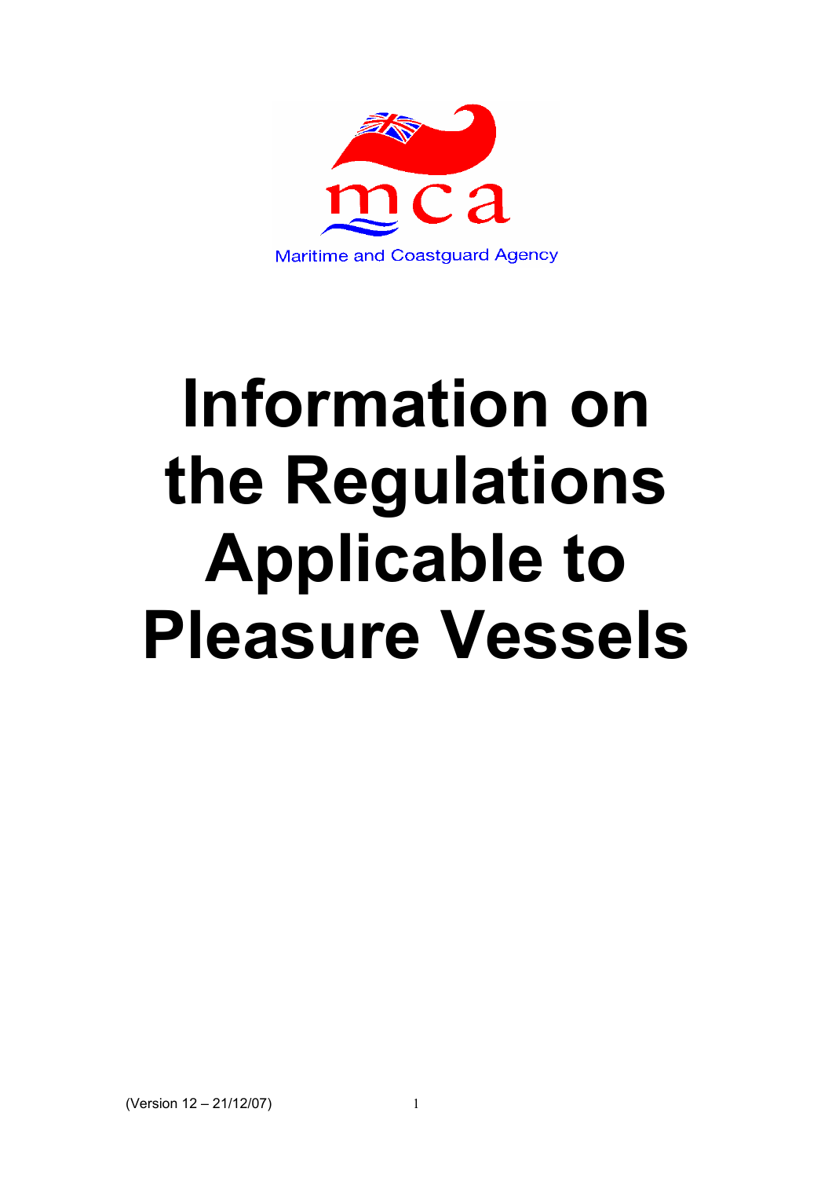mca

Maritime and Coastguard Agency

# Information on the Regulations Applicable to Pleasure Vessels

(Version 12 – 21/12/07)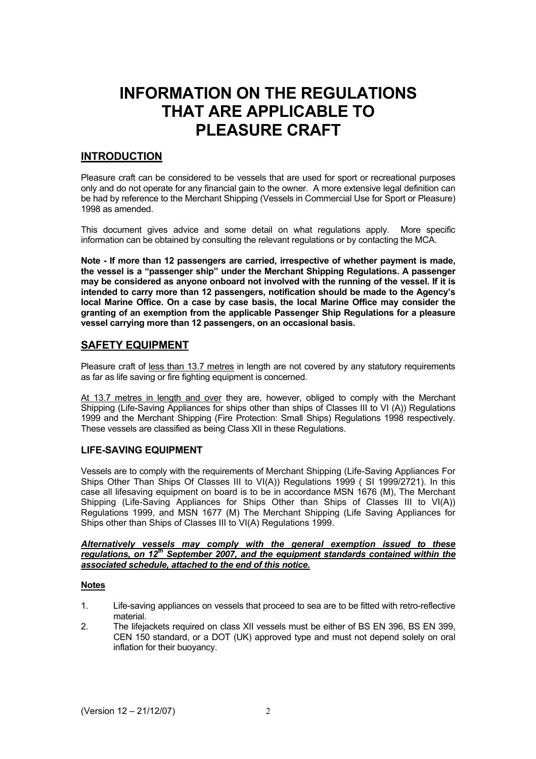# INFORMATION ON THE REGULATIONS THAT ARE APPLICABLE TO PLEASURE CRAFT

## INTRODUCTION

Pleasure craft can be considered to be vessels that are used for sport or recreational purposes only and do not operate for any financial gain to the owner. A more extensive legal definition can be had by reference to the Merchant Shipping (Vessels in Commercial Use for Sport or Pleasure) 1998 as amended.

This document gives advice and some detail on what regulations apply. More specific information can be obtained by consulting the relevant regulations or by contacting the MCA.

**Note - If more than 12 passengers are carried, irrespective of whether payment is made, the vessel is a "passenger ship" under the Merchant Shipping Regulations. A passenger may be considered as anyone onboard not involved with the running of the vessel. If it is intended to carry more than 12 passengers, notification should be made to the Agency's local Marine Office. On a case by case basis, the local Marine Office may consider the granting of an exemption from the applicable Passenger Ship Regulations for a pleasure vessel carrying more than 12 passengers, on an occasional basis.**

## SAFETY EQUIPMENT

Pleasure craft of less than 13.7 metres in length are not covered by any statutory requirements as far as life saving or fire fighting equipment is concerned.

At 13.7 metres in length and over they are, however, obliged to comply with the Merchant Shipping (Life-Saving Appliances for ships other than ships of Classes III to VI (A)) Regulations 1999 and the Merchant Shipping (Fire Protection: Small Ships) Regulations 1998 respectively. These vessels are classified as being Class XII in these Regulations.

### LIFE-SAVING EQUIPMENT

Vessels are to comply with the requirements of Merchant Shipping (Life-Saving Appliances For Ships Other Than Ships Of Classes III to VI(A)) Regulations 1999 ( SI 1999/2721). In this case all lifesaving equipment on board is to be in accordance MSN 1676 (M), The Merchant Shipping (Life-Saving Appliances for Ships Other than Ships of Classes III to VI(A)) Regulations 1999, and MSN 1677 (M) The Merchant Shipping (Life Saving Appliances for Ships other than Ships of Classes III to VI(A) Regulations 1999.

***Alternatively vessels may comply with the general exemption issued to these regulations, on 12th September 2007, and the equipment standards contained within the associated schedule, attached to the end of this notice.***

**Notes**

1. Life-saving appliances on vessels that proceed to sea are to be fitted with retro-reflective material.
2. The lifejackets required on class XII vessels must be either of BS EN 396, BS EN 399, CEN 150 standard, or a DOT (UK) approved type and must not depend solely on oral inflation for their buoyancy.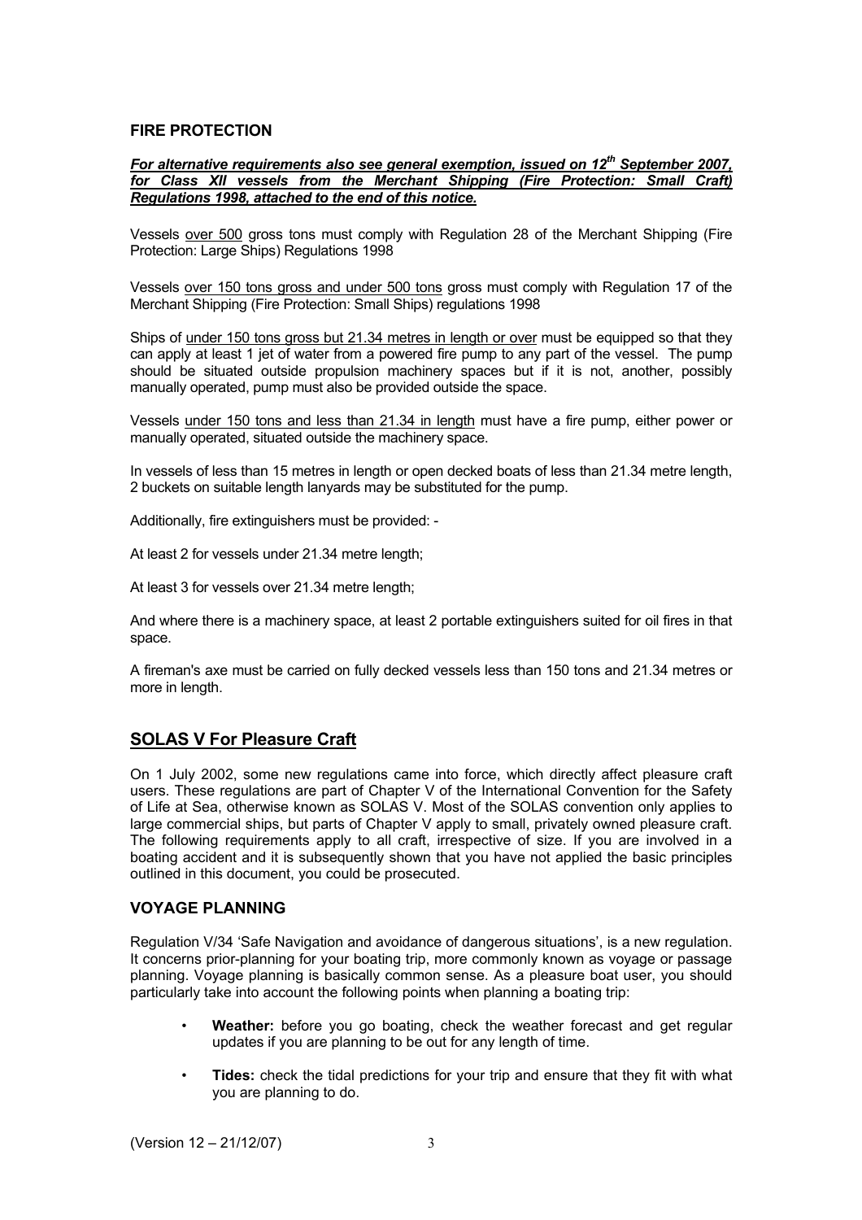### FIRE PROTECTION

***For alternative requirements also see general exemption, issued on 12th September 2007, for Class XII vessels from the Merchant Shipping (Fire Protection: Small Craft) Regulations 1998, attached to the end of this notice.***

Vessels over 500 gross tons must comply with Regulation 28 of the Merchant Shipping (Fire Protection: Large Ships) Regulations 1998

Vessels over 150 tons gross and under 500 tons gross must comply with Regulation 17 of the Merchant Shipping (Fire Protection: Small Ships) regulations 1998

Ships of under 150 tons gross but 21.34 metres in length or over must be equipped so that they can apply at least 1 jet of water from a powered fire pump to any part of the vessel. The pump should be situated outside propulsion machinery spaces but if it is not, another, possibly manually operated, pump must also be provided outside the space.

Vessels under 150 tons and less than 21.34 in length must have a fire pump, either power or manually operated, situated outside the machinery space.

In vessels of less than 15 metres in length or open decked boats of less than 21.34 metre length, 2 buckets on suitable length lanyards may be substituted for the pump.

Additionally, fire extinguishers must be provided: -

At least 2 for vessels under 21.34 metre length;

At least 3 for vessels over 21.34 metre length;

And where there is a machinery space, at least 2 portable extinguishers suited for oil fires in that space.

A fireman's axe must be carried on fully decked vessels less than 150 tons and 21.34 metres or more in length.

## SOLAS V For Pleasure Craft

On 1 July 2002, some new regulations came into force, which directly affect pleasure craft users. These regulations are part of Chapter V of the International Convention for the Safety of Life at Sea, otherwise known as SOLAS V. Most of the SOLAS convention only applies to large commercial ships, but parts of Chapter V apply to small, privately owned pleasure craft. The following requirements apply to all craft, irrespective of size. If you are involved in a boating accident and it is subsequently shown that you have not applied the basic principles outlined in this document, you could be prosecuted.

### VOYAGE PLANNING

Regulation V/34 'Safe Navigation and avoidance of dangerous situations', is a new regulation. It concerns prior-planning for your boating trip, more commonly known as voyage or passage planning. Voyage planning is basically common sense. As a pleasure boat user, you should particularly take into account the following points when planning a boating trip:

- **Weather:** before you go boating, check the weather forecast and get regular updates if you are planning to be out for any length of time.
- **Tides:** check the tidal predictions for your trip and ensure that they fit with what you are planning to do.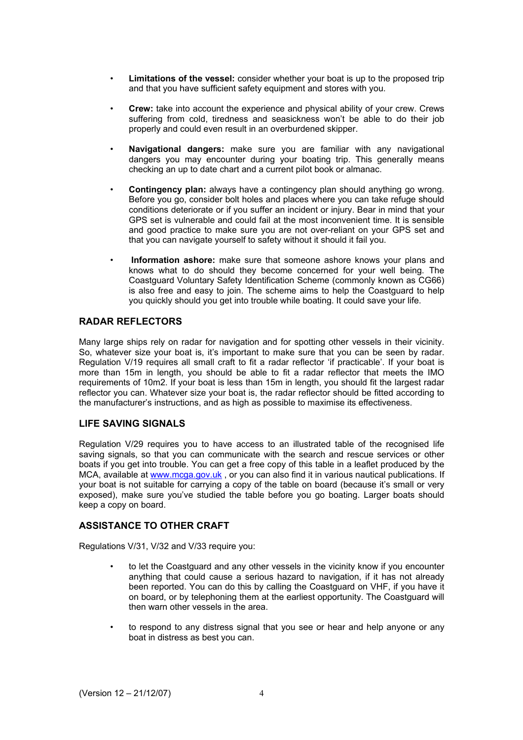- **Limitations of the vessel:** consider whether your boat is up to the proposed trip and that you have sufficient safety equipment and stores with you.

- **Crew:** take into account the experience and physical ability of your crew. Crews suffering from cold, tiredness and seasickness won't be able to do their job properly and could even result in an overburdened skipper.

- **Navigational dangers:** make sure you are familiar with any navigational dangers you may encounter during your boating trip. This generally means checking an up to date chart and a current pilot book or almanac.

- **Contingency plan:** always have a contingency plan should anything go wrong. Before you go, consider bolt holes and places where you can take refuge should conditions deteriorate or if you suffer an incident or injury. Bear in mind that your GPS set is vulnerable and could fail at the most inconvenient time. It is sensible and good practice to make sure you are not over-reliant on your GPS set and that you can navigate yourself to safety without it should it fail you.

- **Information ashore:** make sure that someone ashore knows your plans and knows what to do should they become concerned for your well being. The Coastguard Voluntary Safety Identification Scheme (commonly known as CG66) is also free and easy to join. The scheme aims to help the Coastguard to help you quickly should you get into trouble while boating. It could save your life.

## RADAR REFLECTORS

Many large ships rely on radar for navigation and for spotting other vessels in their vicinity. So, whatever size your boat is, it's important to make sure that you can be seen by radar. Regulation V/19 requires all small craft to fit a radar reflector 'if practicable'. If your boat is more than 15m in length, you should be able to fit a radar reflector that meets the IMO requirements of 10m2. If your boat is less than 15m in length, you should fit the largest radar reflector you can. Whatever size your boat is, the radar reflector should be fitted according to the manufacturer's instructions, and as high as possible to maximise its effectiveness.

## LIFE SAVING SIGNALS

Regulation V/29 requires you to have access to an illustrated table of the recognised life saving signals, so that you can communicate with the search and rescue services or other boats if you get into trouble. You can get a free copy of this table in a leaflet produced by the MCA, available at www.mcga.gov.uk , or you can also find it in various nautical publications. If your boat is not suitable for carrying a copy of the table on board (because it's small or very exposed), make sure you've studied the table before you go boating. Larger boats should keep a copy on board.

## ASSISTANCE TO OTHER CRAFT

Regulations V/31, V/32 and V/33 require you:

- to let the Coastguard and any other vessels in the vicinity know if you encounter anything that could cause a serious hazard to navigation, if it has not already been reported. You can do this by calling the Coastguard on VHF, if you have it on board, or by telephoning them at the earliest opportunity. The Coastguard will then warn other vessels in the area.

- to respond to any distress signal that you see or hear and help anyone or any boat in distress as best you can.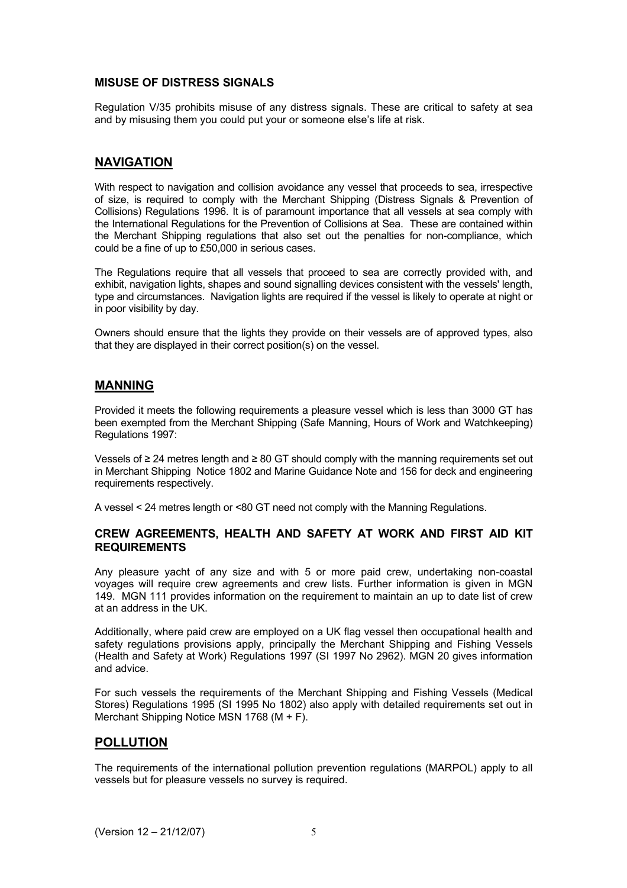### MISUSE OF DISTRESS SIGNALS

Regulation V/35 prohibits misuse of any distress signals. These are critical to safety at sea and by misusing them you could put your or someone else's life at risk.

## NAVIGATION

With respect to navigation and collision avoidance any vessel that proceeds to sea, irrespective of size, is required to comply with the Merchant Shipping (Distress Signals & Prevention of Collisions) Regulations 1996. It is of paramount importance that all vessels at sea comply with the International Regulations for the Prevention of Collisions at Sea. These are contained within the Merchant Shipping regulations that also set out the penalties for non-compliance, which could be a fine of up to £50,000 in serious cases.

The Regulations require that all vessels that proceed to sea are correctly provided with, and exhibit, navigation lights, shapes and sound signalling devices consistent with the vessels' length, type and circumstances. Navigation lights are required if the vessel is likely to operate at night or in poor visibility by day.

Owners should ensure that the lights they provide on their vessels are of approved types, also that they are displayed in their correct position(s) on the vessel.

## MANNING

Provided it meets the following requirements a pleasure vessel which is less than 3000 GT has been exempted from the Merchant Shipping (Safe Manning, Hours of Work and Watchkeeping) Regulations 1997:

Vessels of ≥ 24 metres length and ≥ 80 GT should comply with the manning requirements set out in Merchant Shipping Notice 1802 and Marine Guidance Note and 156 for deck and engineering requirements respectively.

A vessel < 24 metres length or <80 GT need not comply with the Manning Regulations.

### CREW AGREEMENTS, HEALTH AND SAFETY AT WORK AND FIRST AID KIT REQUIREMENTS

Any pleasure yacht of any size and with 5 or more paid crew, undertaking non-coastal voyages will require crew agreements and crew lists. Further information is given in MGN 149. MGN 111 provides information on the requirement to maintain an up to date list of crew at an address in the UK.

Additionally, where paid crew are employed on a UK flag vessel then occupational health and safety regulations provisions apply, principally the Merchant Shipping and Fishing Vessels (Health and Safety at Work) Regulations 1997 (SI 1997 No 2962). MGN 20 gives information and advice.

For such vessels the requirements of the Merchant Shipping and Fishing Vessels (Medical Stores) Regulations 1995 (SI 1995 No 1802) also apply with detailed requirements set out in Merchant Shipping Notice MSN 1768 (M + F).

## POLLUTION

The requirements of the international pollution prevention regulations (MARPOL) apply to all vessels but for pleasure vessels no survey is required.

(Version 12 – 21/12/07)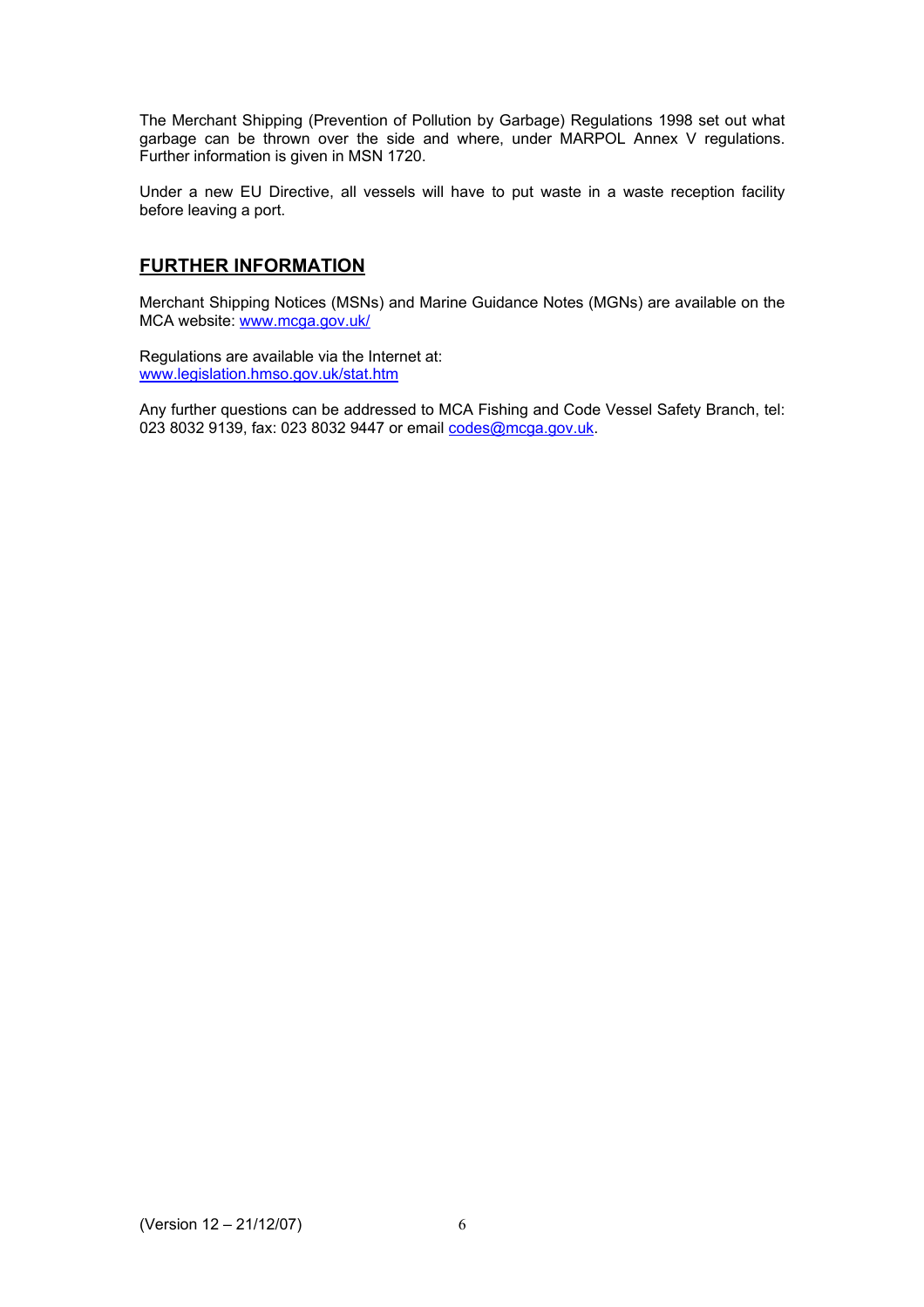The Merchant Shipping (Prevention of Pollution by Garbage) Regulations 1998 set out what garbage can be thrown over the side and where, under MARPOL Annex V regulations. Further information is given in MSN 1720.

Under a new EU Directive, all vessels will have to put waste in a waste reception facility before leaving a port.

## FURTHER INFORMATION

Merchant Shipping Notices (MSNs) and Marine Guidance Notes (MGNs) are available on the MCA website: www.mcga.gov.uk/

Regulations are available via the Internet at:
www.legislation.hmso.gov.uk/stat.htm

Any further questions can be addressed to MCA Fishing and Code Vessel Safety Branch, tel: 023 8032 9139, fax: 023 8032 9447 or email codes@mcga.gov.uk.

(Version 12 – 21/12/07)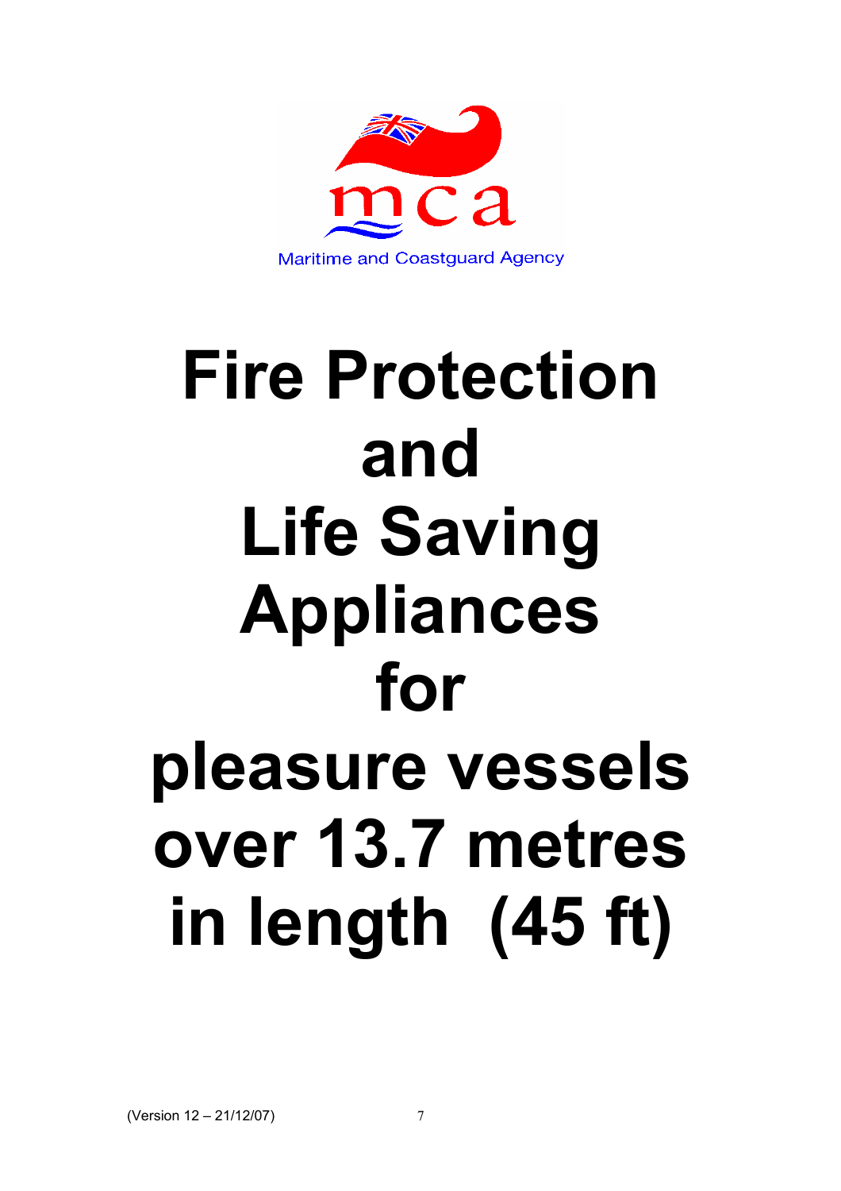Maritime and Coastguard Agency

# Fire Protection and Life Saving Appliances for pleasure vessels over 13.7 metres in length (45 ft)

(Version 12 – 21/12/07)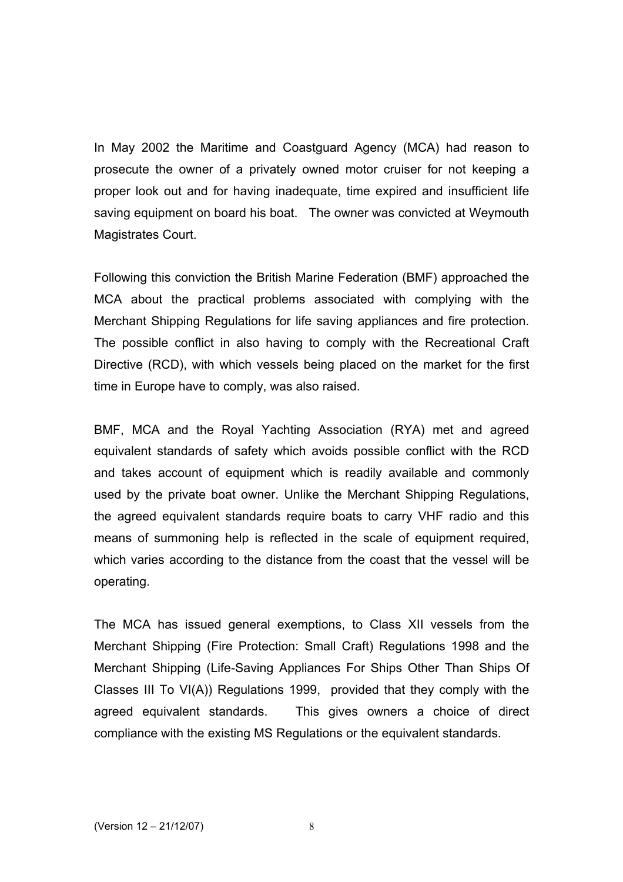In May 2002 the Maritime and Coastguard Agency (MCA) had reason to prosecute the owner of a privately owned motor cruiser for not keeping a proper look out and for having inadequate, time expired and insufficient life saving equipment on board his boat. The owner was convicted at Weymouth Magistrates Court.

Following this conviction the British Marine Federation (BMF) approached the MCA about the practical problems associated with complying with the Merchant Shipping Regulations for life saving appliances and fire protection. The possible conflict in also having to comply with the Recreational Craft Directive (RCD), with which vessels being placed on the market for the first time in Europe have to comply, was also raised.

BMF, MCA and the Royal Yachting Association (RYA) met and agreed equivalent standards of safety which avoids possible conflict with the RCD and takes account of equipment which is readily available and commonly used by the private boat owner. Unlike the Merchant Shipping Regulations, the agreed equivalent standards require boats to carry VHF radio and this means of summoning help is reflected in the scale of equipment required, which varies according to the distance from the coast that the vessel will be operating.

The MCA has issued general exemptions, to Class XII vessels from the Merchant Shipping (Fire Protection: Small Craft) Regulations 1998 and the Merchant Shipping (Life-Saving Appliances For Ships Other Than Ships Of Classes III To VI(A)) Regulations 1999, provided that they comply with the agreed equivalent standards. This gives owners a choice of direct compliance with the existing MS Regulations or the equivalent standards.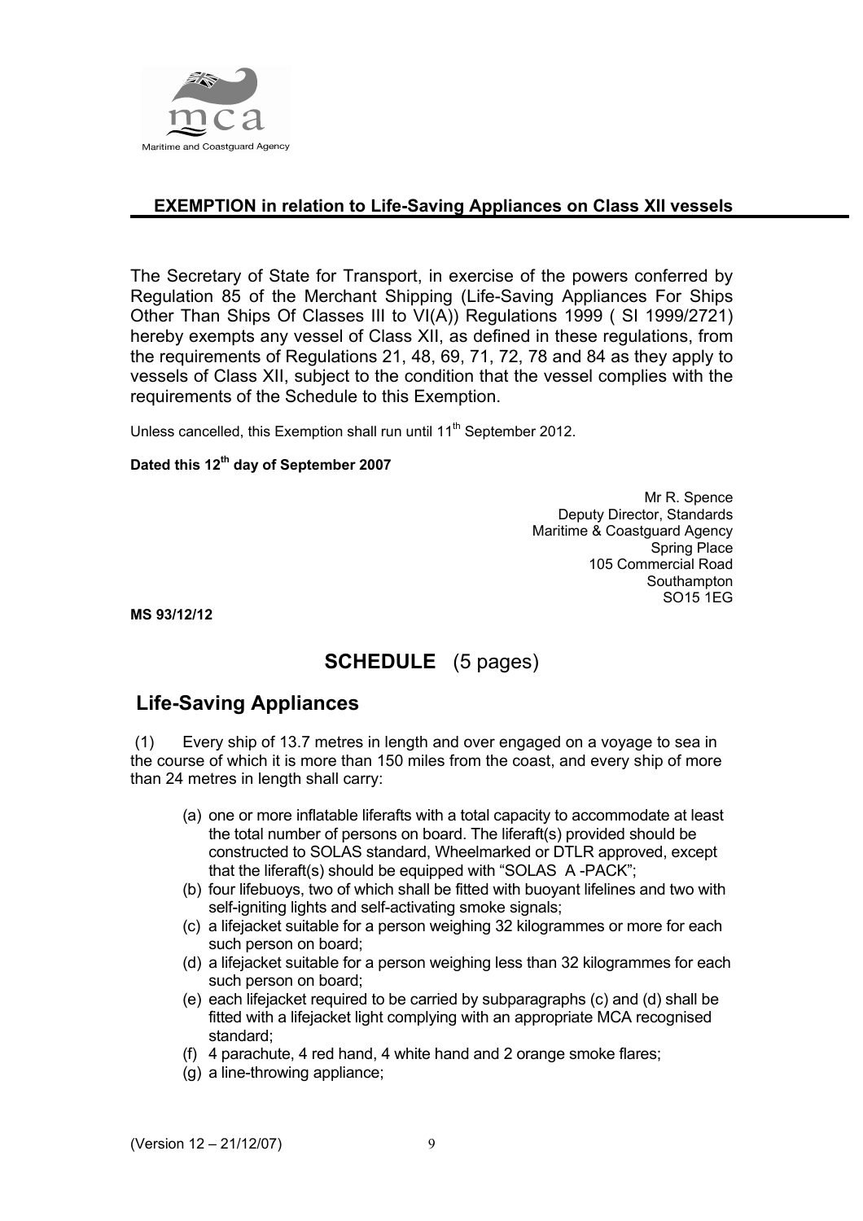Maritime and Coastguard Agency

## EXEMPTION in relation to Life-Saving Appliances on Class XII vessels

The Secretary of State for Transport, in exercise of the powers conferred by Regulation 85 of the Merchant Shipping (Life-Saving Appliances For Ships Other Than Ships Of Classes III to VI(A)) Regulations 1999 ( SI 1999/2721) hereby exempts any vessel of Class XII, as defined in these regulations, from the requirements of Regulations 21, 48, 69, 71, 72, 78 and 84 as they apply to vessels of Class XII, subject to the condition that the vessel complies with the requirements of the Schedule to this Exemption.

Unless cancelled, this Exemption shall run until 11th September 2012.

**Dated this 12th day of September 2007**

Mr R. Spence
Deputy Director, Standards
Maritime & Coastguard Agency
Spring Place
105 Commercial Road
Southampton
SO15 1EG

**MS 93/12/12**

# SCHEDULE (5 pages)

## Life-Saving Appliances

(1) Every ship of 13.7 metres in length and over engaged on a voyage to sea in the course of which it is more than 150 miles from the coast, and every ship of more than 24 metres in length shall carry:

- (a) one or more inflatable liferafts with a total capacity to accommodate at least the total number of persons on board. The liferaft(s) provided should be constructed to SOLAS standard, Wheelmarked or DTLR approved, except that the liferaft(s) should be equipped with "SOLAS A -PACK";
- (b) four lifebuoys, two of which shall be fitted with buoyant lifelines and two with self-igniting lights and self-activating smoke signals;
- (c) a lifejacket suitable for a person weighing 32 kilogrammes or more for each such person on board;
- (d) a lifejacket suitable for a person weighing less than 32 kilogrammes for each such person on board;
- (e) each lifejacket required to be carried by subparagraphs (c) and (d) shall be fitted with a lifejacket light complying with an appropriate MCA recognised standard;
- (f) 4 parachute, 4 red hand, 4 white hand and 2 orange smoke flares;
- (g) a line-throwing appliance;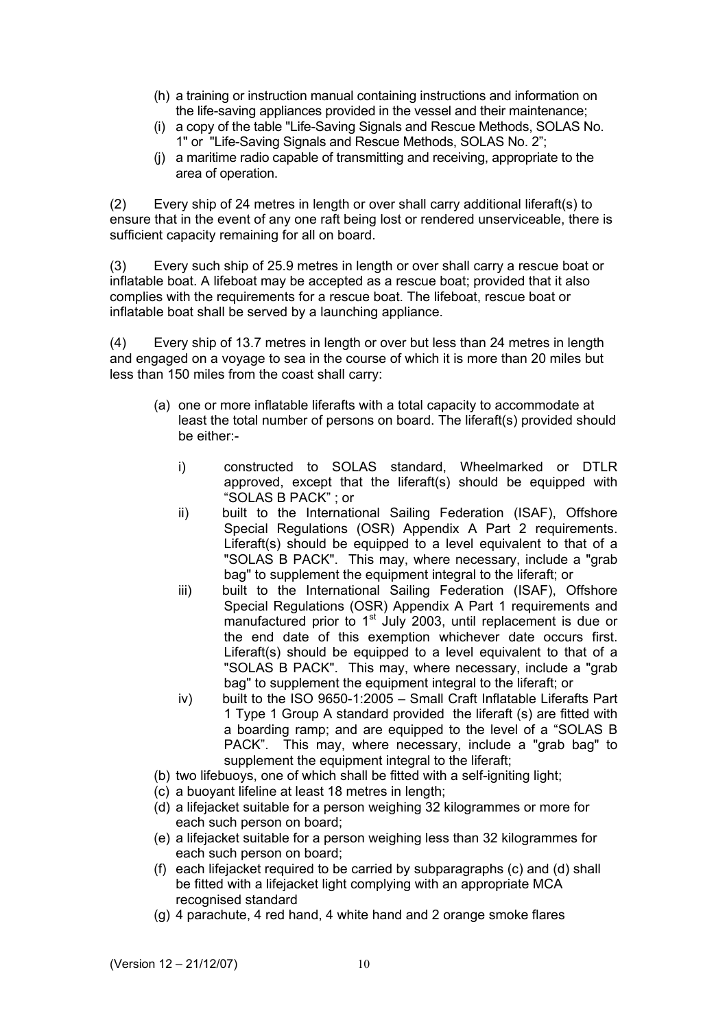(h) a training or instruction manual containing instructions and information on the life-saving appliances provided in the vessel and their maintenance;

(i) a copy of the table "Life-Saving Signals and Rescue Methods, SOLAS No. 1" or "Life-Saving Signals and Rescue Methods, SOLAS No. 2";

(j) a maritime radio capable of transmitting and receiving, appropriate to the area of operation.

(2) Every ship of 24 metres in length or over shall carry additional liferaft(s) to ensure that in the event of any one raft being lost or rendered unserviceable, there is sufficient capacity remaining for all on board.

(3) Every such ship of 25.9 metres in length or over shall carry a rescue boat or inflatable boat. A lifeboat may be accepted as a rescue boat; provided that it also complies with the requirements for a rescue boat. The lifeboat, rescue boat or inflatable boat shall be served by a launching appliance.

(4) Every ship of 13.7 metres in length or over but less than 24 metres in length and engaged on a voyage to sea in the course of which it is more than 20 miles but less than 150 miles from the coast shall carry:

(a) one or more inflatable liferafts with a total capacity to accommodate at least the total number of persons on board. The liferaft(s) provided should be either:-

  i) constructed to SOLAS standard, Wheelmarked or DTLR approved, except that the liferaft(s) should be equipped with "SOLAS B PACK" ; or

  ii) built to the International Sailing Federation (ISAF), Offshore Special Regulations (OSR) Appendix A Part 2 requirements. Liferaft(s) should be equipped to a level equivalent to that of a "SOLAS B PACK". This may, where necessary, include a "grab bag" to supplement the equipment integral to the liferaft; or

  iii) built to the International Sailing Federation (ISAF), Offshore Special Regulations (OSR) Appendix A Part 1 requirements and manufactured prior to 1st July 2003, until replacement is due or the end date of this exemption whichever date occurs first. Liferaft(s) should be equipped to a level equivalent to that of a "SOLAS B PACK". This may, where necessary, include a "grab bag" to supplement the equipment integral to the liferaft; or

  iv) built to the ISO 9650-1:2005 – Small Craft Inflatable Liferafts Part 1 Type 1 Group A standard provided the liferaft (s) are fitted with a boarding ramp; and are equipped to the level of a "SOLAS B PACK". This may, where necessary, include a "grab bag" to supplement the equipment integral to the liferaft;

(b) two lifebuoys, one of which shall be fitted with a self-igniting light;

(c) a buoyant lifeline at least 18 metres in length;

(d) a lifejacket suitable for a person weighing 32 kilogrammes or more for each such person on board;

(e) a lifejacket suitable for a person weighing less than 32 kilogrammes for each such person on board;

(f) each lifejacket required to be carried by subparagraphs (c) and (d) shall be fitted with a lifejacket light complying with an appropriate MCA recognised standard

(g) 4 parachute, 4 red hand, 4 white hand and 2 orange smoke flares

(Version 12 – 21/12/07)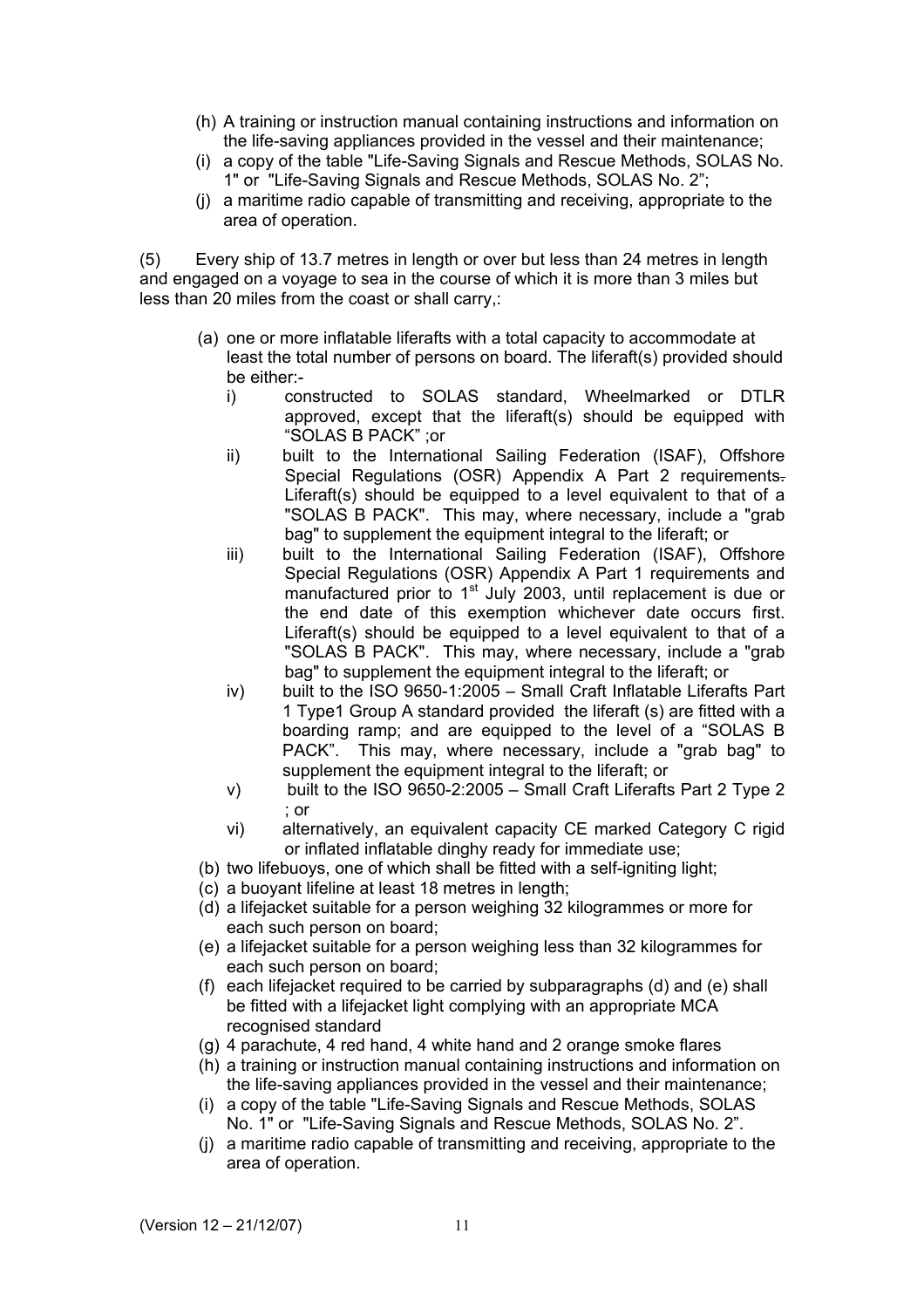(h) A training or instruction manual containing instructions and information on the life-saving appliances provided in the vessel and their maintenance;
(i) a copy of the table "Life-Saving Signals and Rescue Methods, SOLAS No. 1" or "Life-Saving Signals and Rescue Methods, SOLAS No. 2";
(j) a maritime radio capable of transmitting and receiving, appropriate to the area of operation.

(5) Every ship of 13.7 metres in length or over but less than 24 metres in length and engaged on a voyage to sea in the course of which it is more than 3 miles but less than 20 miles from the coast or shall carry,:

(a) one or more inflatable liferafts with a total capacity to accommodate at least the total number of persons on board. The liferaft(s) provided should be either:-
   i) constructed to SOLAS standard, Wheelmarked or DTLR approved, except that the liferaft(s) should be equipped with "SOLAS B PACK" ;or
   ii) built to the International Sailing Federation (ISAF), Offshore Special Regulations (OSR) Appendix A Part 2 requirements. Liferaft(s) should be equipped to a level equivalent to that of a "SOLAS B PACK". This may, where necessary, include a "grab bag" to supplement the equipment integral to the liferaft; or
   iii) built to the International Sailing Federation (ISAF), Offshore Special Regulations (OSR) Appendix A Part 1 requirements and manufactured prior to 1st July 2003, until replacement is due or the end date of this exemption whichever date occurs first. Liferaft(s) should be equipped to a level equivalent to that of a "SOLAS B PACK". This may, where necessary, include a "grab bag" to supplement the equipment integral to the liferaft; or
   iv) built to the ISO 9650-1:2005 – Small Craft Inflatable Liferafts Part 1 Type1 Group A standard provided the liferaft (s) are fitted with a boarding ramp; and are equipped to the level of a "SOLAS B PACK". This may, where necessary, include a "grab bag" to supplement the equipment integral to the liferaft; or
   v) built to the ISO 9650-2:2005 – Small Craft Liferafts Part 2 Type 2 ; or
   vi) alternatively, an equivalent capacity CE marked Category C rigid or inflated inflatable dinghy ready for immediate use;
(b) two lifebuoys, one of which shall be fitted with a self-igniting light;
(c) a buoyant lifeline at least 18 metres in length;
(d) a lifejacket suitable for a person weighing 32 kilogrammes or more for each such person on board;
(e) a lifejacket suitable for a person weighing less than 32 kilogrammes for each such person on board;
(f) each lifejacket required to be carried by subparagraphs (d) and (e) shall be fitted with a lifejacket light complying with an appropriate MCA recognised standard
(g) 4 parachute, 4 red hand, 4 white hand and 2 orange smoke flares
(h) a training or instruction manual containing instructions and information on the life-saving appliances provided in the vessel and their maintenance;
(i) a copy of the table "Life-Saving Signals and Rescue Methods, SOLAS No. 1" or "Life-Saving Signals and Rescue Methods, SOLAS No. 2".
(j) a maritime radio capable of transmitting and receiving, appropriate to the area of operation.

(Version 12 – 21/12/07)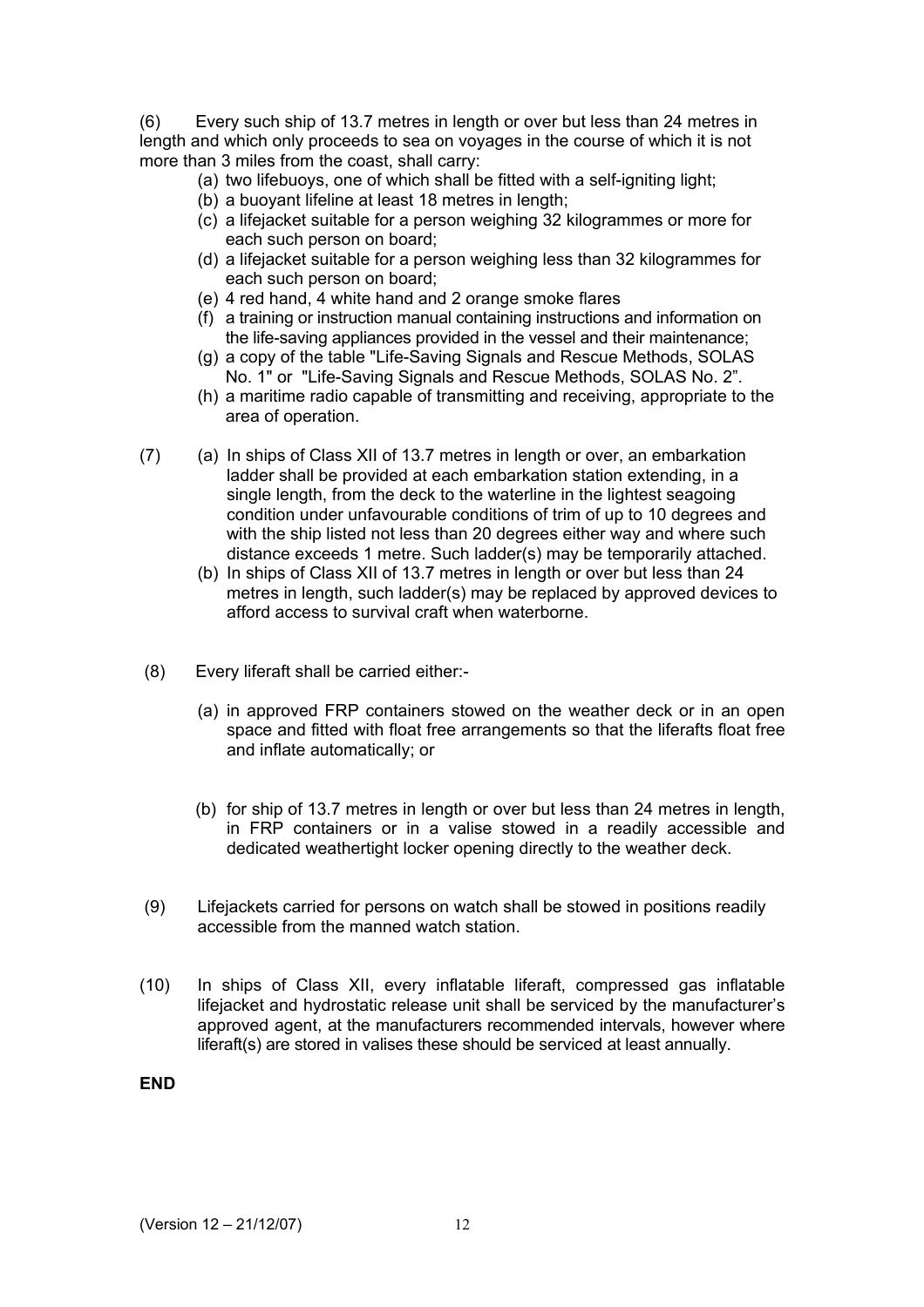(6) Every such ship of 13.7 metres in length or over but less than 24 metres in length and which only proceeds to sea on voyages in the course of which it is not more than 3 miles from the coast, shall carry:

(a) two lifebuoys, one of which shall be fitted with a self-igniting light;
(b) a buoyant lifeline at least 18 metres in length;
(c) a lifejacket suitable for a person weighing 32 kilogrammes or more for each such person on board;
(d) a lifejacket suitable for a person weighing less than 32 kilogrammes for each such person on board;
(e) 4 red hand, 4 white hand and 2 orange smoke flares
(f) a training or instruction manual containing instructions and information on the life-saving appliances provided in the vessel and their maintenance;
(g) a copy of the table "Life-Saving Signals and Rescue Methods, SOLAS No. 1" or "Life-Saving Signals and Rescue Methods, SOLAS No. 2".
(h) a maritime radio capable of transmitting and receiving, appropriate to the area of operation.

(7) (a) In ships of Class XII of 13.7 metres in length or over, an embarkation ladder shall be provided at each embarkation station extending, in a single length, from the deck to the waterline in the lightest seagoing condition under unfavourable conditions of trim of up to 10 degrees and with the ship listed not less than 20 degrees either way and where such distance exceeds 1 metre. Such ladder(s) may be temporarily attached.

(b) In ships of Class XII of 13.7 metres in length or over but less than 24 metres in length, such ladder(s) may be replaced by approved devices to afford access to survival craft when waterborne.

(8) Every liferaft shall be carried either:-

(a) in approved FRP containers stowed on the weather deck or in an open space and fitted with float free arrangements so that the liferafts float free and inflate automatically; or

(b) for ship of 13.7 metres in length or over but less than 24 metres in length, in FRP containers or in a valise stowed in a readily accessible and dedicated weathertight locker opening directly to the weather deck.

(9) Lifejackets carried for persons on watch shall be stowed in positions readily accessible from the manned watch station.

(10) In ships of Class XII, every inflatable liferaft, compressed gas inflatable lifejacket and hydrostatic release unit shall be serviced by the manufacturer's approved agent, at the manufacturers recommended intervals, however where liferaft(s) are stored in valises these should be serviced at least annually.

**END**

(Version 12 – 21/12/07)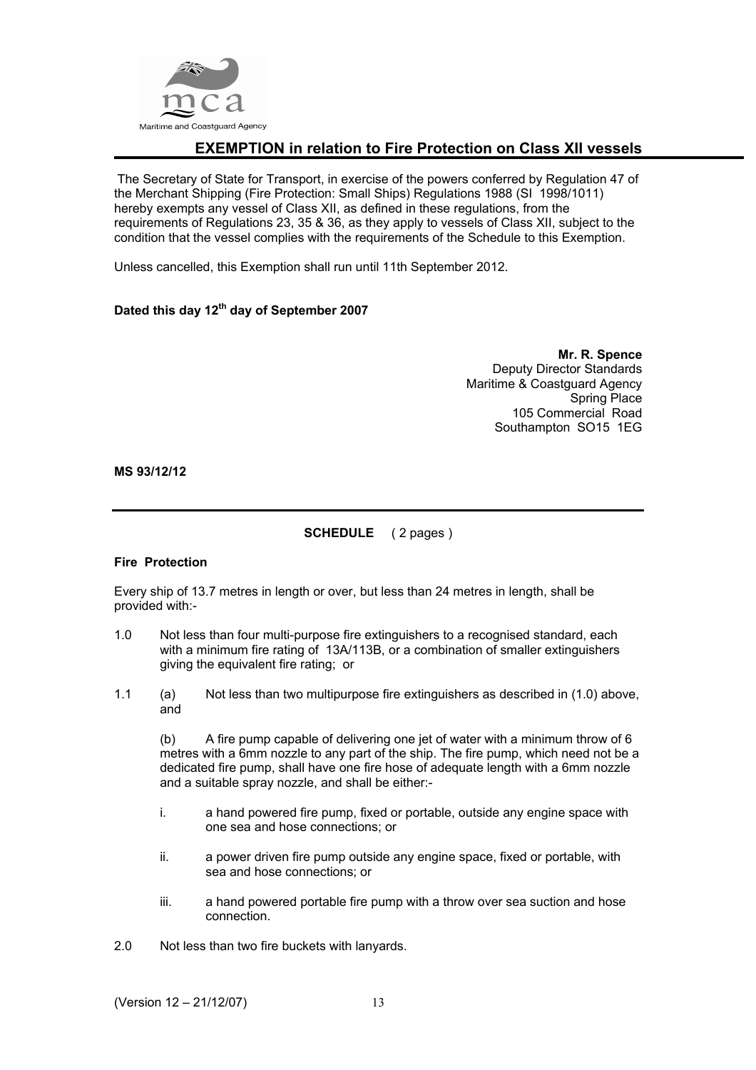## EXEMPTION in relation to Fire Protection on Class XII vessels

The Secretary of State for Transport, in exercise of the powers conferred by Regulation 47 of the Merchant Shipping (Fire Protection: Small Ships) Regulations 1988 (SI 1998/1011) hereby exempts any vessel of Class XII, as defined in these regulations, from the requirements of Regulations 23, 35 & 36, as they apply to vessels of Class XII, subject to the condition that the vessel complies with the requirements of the Schedule to this Exemption.

Unless cancelled, this Exemption shall run until 11th September 2012.

**Dated this day 12th day of September 2007**

**Mr. R. Spence**
Deputy Director Standards
Maritime & Coastguard Agency
Spring Place
105 Commercial Road
Southampton SO15 1EG

**MS 93/12/12**

---

**SCHEDULE** ( 2 pages )

**Fire Protection**

Every ship of 13.7 metres in length or over, but less than 24 metres in length, shall be provided with:-

1.0 Not less than four multi-purpose fire extinguishers to a recognised standard, each with a minimum fire rating of 13A/113B, or a combination of smaller extinguishers giving the equivalent fire rating; or

1.1 (a) Not less than two multipurpose fire extinguishers as described in (1.0) above, and

(b) A fire pump capable of delivering one jet of water with a minimum throw of 6 metres with a 6mm nozzle to any part of the ship. The fire pump, which need not be a dedicated fire pump, shall have one fire hose of adequate length with a 6mm nozzle and a suitable spray nozzle, and shall be either:-

i. a hand powered fire pump, fixed or portable, outside any engine space with one sea and hose connections; or

ii. a power driven fire pump outside any engine space, fixed or portable, with sea and hose connections; or

iii. a hand powered portable fire pump with a throw over sea suction and hose connection.

2.0 Not less than two fire buckets with lanyards.

(Version 12 – 21/12/07)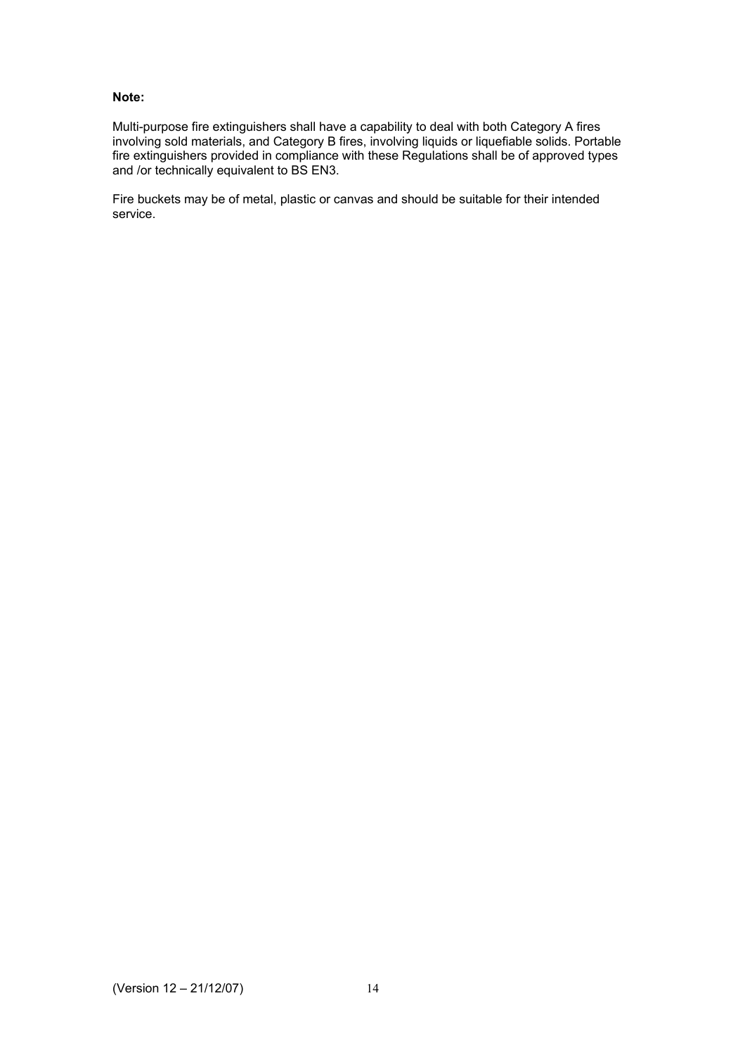**Note:**

Multi-purpose fire extinguishers shall have a capability to deal with both Category A fires involving sold materials, and Category B fires, involving liquids or liquefiable solids. Portable fire extinguishers provided in compliance with these Regulations shall be of approved types and /or technically equivalent to BS EN3.

Fire buckets may be of metal, plastic or canvas and should be suitable for their intended service.